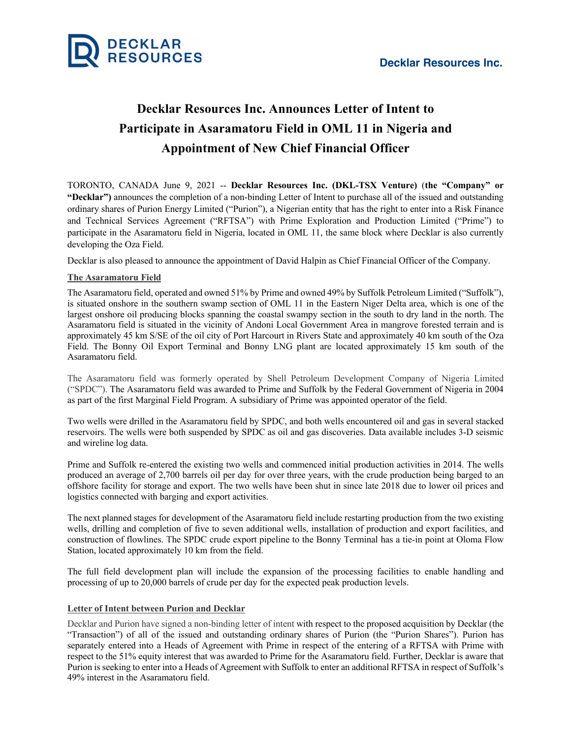# Decklar Resources Inc. Announces Letter of Intent to Participate in Asaramatoru Field in OML 11 in Nigeria and Appointment of New Chief Financial Officer

TORONTO, CANADA June 9, 2021 -- **Decklar Resources Inc. (DKL-TSX Venture)** (**the "Company" or "Decklar")** announces the completion of a non-binding Letter of Intent to purchase all of the issued and outstanding ordinary shares of Purion Energy Limited ("Purion"), a Nigerian entity that has the right to enter into a Risk Finance and Technical Services Agreement ("RFTSA") with Prime Exploration and Production Limited ("Prime") to participate in the Asaramatoru field in Nigeria, located in OML 11, the same block where Decklar is also currently developing the Oza Field.

Decklar is also pleased to announce the appointment of David Halpin as Chief Financial Officer of the Company.

## The Asaramatoru Field

The Asaramatoru field, operated and owned 51% by Prime and owned 49% by Suffolk Petroleum Limited ("Suffolk"), is situated onshore in the southern swamp section of OML 11 in the Eastern Niger Delta area, which is one of the largest onshore oil producing blocks spanning the coastal swampy section in the south to dry land in the north. The Asaramatoru field is situated in the vicinity of Andoni Local Government Area in mangrove forested terrain and is approximately 45 km S/SE of the oil city of Port Harcourt in Rivers State and approximately 40 km south of the Oza Field. The Bonny Oil Export Terminal and Bonny LNG plant are located approximately 15 km south of the Asaramatoru field.

The Asaramatoru field was formerly operated by Shell Petroleum Development Company of Nigeria Limited ("SPDC"). The Asaramatoru field was awarded to Prime and Suffolk by the Federal Government of Nigeria in 2004 as part of the first Marginal Field Program. A subsidiary of Prime was appointed operator of the field.

Two wells were drilled in the Asaramatoru field by SPDC, and both wells encountered oil and gas in several stacked reservoirs. The wells were both suspended by SPDC as oil and gas discoveries. Data available includes 3-D seismic and wireline log data.

Prime and Suffolk re-entered the existing two wells and commenced initial production activities in 2014. The wells produced an average of 2,700 barrels oil per day for over three years, with the crude production being barged to an offshore facility for storage and export. The two wells have been shut in since late 2018 due to lower oil prices and logistics connected with barging and export activities.

The next planned stages for development of the Asaramatoru field include restarting production from the two existing wells, drilling and completion of five to seven additional wells, installation of production and export facilities, and construction of flowlines. The SPDC crude export pipeline to the Bonny Terminal has a tie-in point at Oloma Flow Station, located approximately 10 km from the field.

The full field development plan will include the expansion of the processing facilities to enable handling and processing of up to 20,000 barrels of crude per day for the expected peak production levels.

## Letter of Intent between Purion and Decklar

Decklar and Purion have signed a non-binding letter of intent with respect to the proposed acquisition by Decklar (the "Transaction") of all of the issued and outstanding ordinary shares of Purion (the "Purion Shares"). Purion has separately entered into a Heads of Agreement with Prime in respect of the entering of a RFTSA with Prime with respect to the 51% equity interest that was awarded to Prime for the Asaramatoru field. Further, Decklar is aware that Purion is seeking to enter into a Heads of Agreement with Suffolk to enter an additional RFTSA in respect of Suffolk's 49% interest in the Asaramatoru field.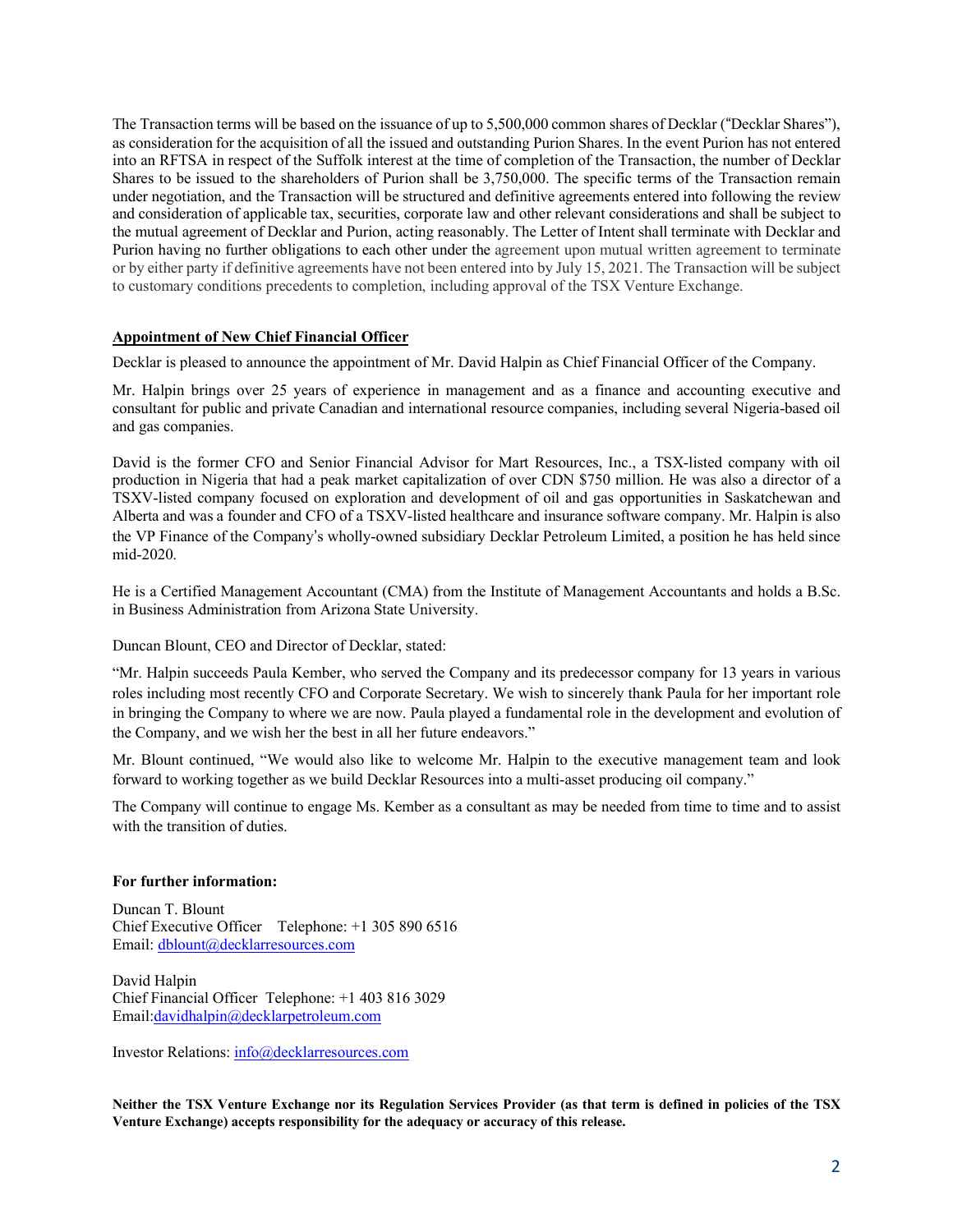The Transaction terms will be based on the issuance of up to 5,500,000 common shares of Decklar ("Decklar Shares"), as consideration for the acquisition of all the issued and outstanding Purion Shares. In the event Purion has not entered into an RFTSA in respect of the Suffolk interest at the time of completion of the Transaction, the number of Decklar Shares to be issued to the shareholders of Purion shall be 3,750,000. The specific terms of the Transaction remain under negotiation, and the Transaction will be structured and definitive agreements entered into following the review and consideration of applicable tax, securities, corporate law and other relevant considerations and shall be subject to the mutual agreement of Decklar and Purion, acting reasonably. The Letter of Intent shall terminate with Decklar and Purion having no further obligations to each other under the agreement upon mutual written agreement to terminate or by either party if definitive agreements have not been entered into by July 15, 2021. The Transaction will be subject to customary conditions precedents to completion, including approval of the TSX Venture Exchange.

**Appointment of New Chief Financial Officer**

Decklar is pleased to announce the appointment of Mr. David Halpin as Chief Financial Officer of the Company.

Mr. Halpin brings over 25 years of experience in management and as a finance and accounting executive and consultant for public and private Canadian and international resource companies, including several Nigeria-based oil and gas companies.

David is the former CFO and Senior Financial Advisor for Mart Resources, Inc., a TSX-listed company with oil production in Nigeria that had a peak market capitalization of over CDN $750 million. He was also a director of a TSXV-listed company focused on exploration and development of oil and gas opportunities in Saskatchewan and Alberta and was a founder and CFO of a TSXV-listed healthcare and insurance software company. Mr. Halpin is also the VP Finance of the Company's wholly-owned subsidiary Decklar Petroleum Limited, a position he has held since mid-2020.

He is a Certified Management Accountant (CMA) from the Institute of Management Accountants and holds a B.Sc. in Business Administration from Arizona State University.

Duncan Blount, CEO and Director of Decklar, stated:

"Mr. Halpin succeeds Paula Kember, who served the Company and its predecessor company for 13 years in various roles including most recently CFO and Corporate Secretary. We wish to sincerely thank Paula for her important role in bringing the Company to where we are now. Paula played a fundamental role in the development and evolution of the Company, and we wish her the best in all her future endeavors."

Mr. Blount continued, "We would also like to welcome Mr. Halpin to the executive management team and look forward to working together as we build Decklar Resources into a multi-asset producing oil company."

The Company will continue to engage Ms. Kember as a consultant as may be needed from time to time and to assist with the transition of duties.

**For further information:**

Duncan T. Blount
Chief Executive Officer Telephone: +1 305 890 6516
Email: dblount@decklarresources.com

David Halpin
Chief Financial Officer Telephone: +1 403 816 3029
Email:davidhalpin@decklarpetroleum.com

Investor Relations: info@decklarresources.com

**Neither the TSX Venture Exchange nor its Regulation Services Provider (as that term is defined in policies of the TSX Venture Exchange) accepts responsibility for the adequacy or accuracy of this release.**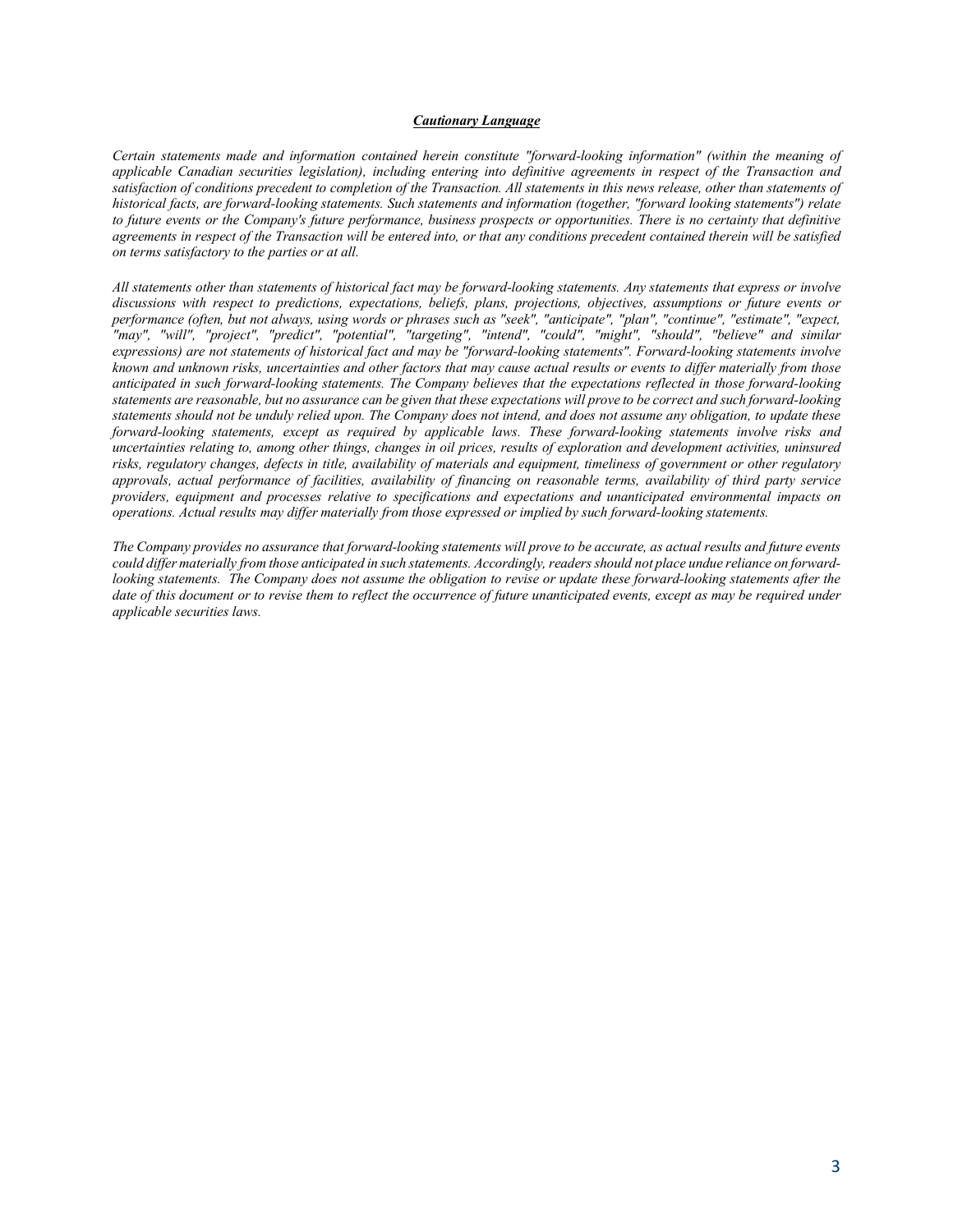***Cautionary Language***

*Certain statements made and information contained herein constitute "forward-looking information" (within the meaning of applicable Canadian securities legislation), including entering into definitive agreements in respect of the Transaction and satisfaction of conditions precedent to completion of the Transaction. All statements in this news release, other than statements of historical facts, are forward-looking statements. Such statements and information (together, "forward looking statements") relate to future events or the Company's future performance, business prospects or opportunities. There is no certainty that definitive agreements in respect of the Transaction will be entered into, or that any conditions precedent contained therein will be satisfied on terms satisfactory to the parties or at all.*

*All statements other than statements of historical fact may be forward-looking statements. Any statements that express or involve discussions with respect to predictions, expectations, beliefs, plans, projections, objectives, assumptions or future events or performance (often, but not always, using words or phrases such as "seek", "anticipate", "plan", "continue", "estimate", "expect, "may", "will", "project", "predict", "potential", "targeting", "intend", "could", "might", "should", "believe" and similar expressions) are not statements of historical fact and may be "forward-looking statements". Forward-looking statements involve known and unknown risks, uncertainties and other factors that may cause actual results or events to differ materially from those anticipated in such forward-looking statements. The Company believes that the expectations reflected in those forward-looking statements are reasonable, but no assurance can be given that these expectations will prove to be correct and such forward-looking statements should not be unduly relied upon. The Company does not intend, and does not assume any obligation, to update these forward-looking statements, except as required by applicable laws. These forward-looking statements involve risks and uncertainties relating to, among other things, changes in oil prices, results of exploration and development activities, uninsured risks, regulatory changes, defects in title, availability of materials and equipment, timeliness of government or other regulatory approvals, actual performance of facilities, availability of financing on reasonable terms, availability of third party service providers, equipment and processes relative to specifications and expectations and unanticipated environmental impacts on operations. Actual results may differ materially from those expressed or implied by such forward-looking statements.*

*The Company provides no assurance that forward-looking statements will prove to be accurate, as actual results and future events could differ materially from those anticipated in such statements. Accordingly, readers should not place undue reliance on forward-looking statements. The Company does not assume the obligation to revise or update these forward-looking statements after the date of this document or to revise them to reflect the occurrence of future unanticipated events, except as may be required under applicable securities laws.*